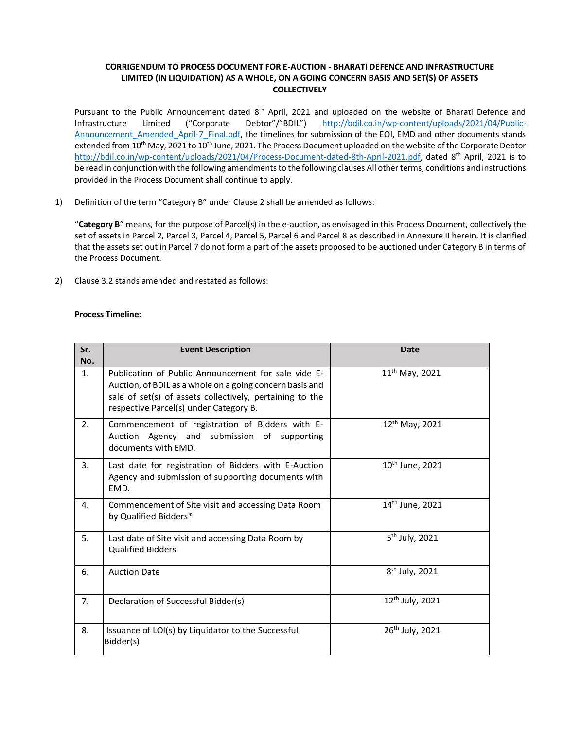**CORRIGENDUM TO PROCESS DOCUMENT FOR E-AUCTION - BHARATI DEFENCE AND INFRASTRUCTURE LIMITED (IN LIQUIDATION) AS A WHOLE, ON A GOING CONCERN BASIS AND SET(S) OF ASSETS COLLECTIVELY**

Pursuant to the Public Announcement dated 8th April, 2021 and uploaded on the website of Bharati Defence and Infrastructure Limited ("Corporate Debtor"/"BDIL") http://bdil.co.in/wp-content/uploads/2021/04/Public-Announcement_Amended_April-7_Final.pdf, the timelines for submission of the EOI, EMD and other documents stands extended from 10th May, 2021 to 10th June, 2021. The Process Document uploaded on the website of the Corporate Debtor http://bdil.co.in/wp-content/uploads/2021/04/Process-Document-dated-8th-April-2021.pdf, dated 8th April, 2021 is to be read in conjunction with the following amendments to the following clauses All other terms, conditions and instructions provided in the Process Document shall continue to apply.

1) Definition of the term "Category B" under Clause 2 shall be amended as follows:

   "**Category B**" means, for the purpose of Parcel(s) in the e-auction, as envisaged in this Process Document, collectively the set of assets in Parcel 2, Parcel 3, Parcel 4, Parcel 5, Parcel 6 and Parcel 8 as described in Annexure II herein. It is clarified that the assets set out in Parcel 7 do not form a part of the assets proposed to be auctioned under Category B in terms of the Process Document.

2) Clause 3.2 stands amended and restated as follows:

**Process Timeline:**

| Sr. No. | Event Description | Date |
|---|---|---|
| 1. | Publication of Public Announcement for sale vide E-Auction, of BDIL as a whole on a going concern basis and sale of set(s) of assets collectively, pertaining to the respective Parcel(s) under Category B. | 11th May, 2021 |
| 2. | Commencement of registration of Bidders with E-Auction Agency and submission of supporting documents with EMD. | 12th May, 2021 |
| 3. | Last date for registration of Bidders with E-Auction Agency and submission of supporting documents with EMD. | 10th June, 2021 |
| 4. | Commencement of Site visit and accessing Data Room by Qualified Bidders* | 14th June, 2021 |
| 5. | Last date of Site visit and accessing Data Room by Qualified Bidders | 5th July, 2021 |
| 6. | Auction Date | 8th July, 2021 |
| 7. | Declaration of Successful Bidder(s) | 12th July, 2021 |
| 8. | Issuance of LOI(s) by Liquidator to the Successful Bidder(s) | 26th July, 2021 |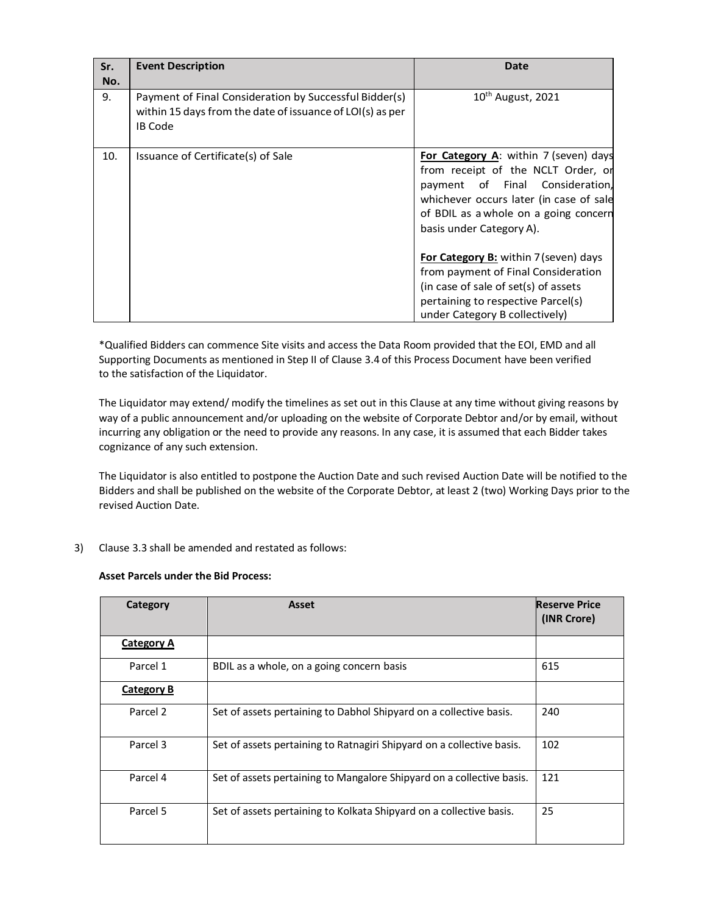| Sr. No. | Event Description | Date |
|---|---|---|
| 9. | Payment of Final Consideration by Successful Bidder(s) within 15 days from the date of issuance of LOI(s) as per IB Code | 10th August, 2021 |
| 10. | Issuance of Certificate(s) of Sale | **For Category A**: within 7 (seven) days from receipt of the NCLT Order, or payment of Final Consideration, whichever occurs later (in case of sale of BDIL as a whole on a going concern basis under Category A).<br><br>**For Category B:** within 7 (seven) days from payment of Final Consideration (in case of sale of set(s) of assets pertaining to respective Parcel(s) under Category B collectively) |

*Qualified Bidders can commence Site visits and access the Data Room provided that the EOI, EMD and all Supporting Documents as mentioned in Step II of Clause 3.4 of this Process Document have been verified to the satisfaction of the Liquidator.

The Liquidator may extend/ modify the timelines as set out in this Clause at any time without giving reasons by way of a public announcement and/or uploading on the website of Corporate Debtor and/or by email, without incurring any obligation or the need to provide any reasons. In any case, it is assumed that each Bidder takes cognizance of any such extension.

The Liquidator is also entitled to postpone the Auction Date and such revised Auction Date will be notified to the Bidders and shall be published on the website of the Corporate Debtor, at least 2 (two) Working Days prior to the revised Auction Date.

3) Clause 3.3 shall be amended and restated as follows:

**Asset Parcels under the Bid Process:**

| Category | Asset | Reserve Price (INR Crore) |
|---|---|---|
| **Category A** | | |
| Parcel 1 | BDIL as a whole, on a going concern basis | 615 |
| **Category B** | | |
| Parcel 2 | Set of assets pertaining to Dabhol Shipyard on a collective basis. | 240 |
| Parcel 3 | Set of assets pertaining to Ratnagiri Shipyard on a collective basis. | 102 |
| Parcel 4 | Set of assets pertaining to Mangalore Shipyard on a collective basis. | 121 |
| Parcel 5 | Set of assets pertaining to Kolkata Shipyard on a collective basis. | 25 |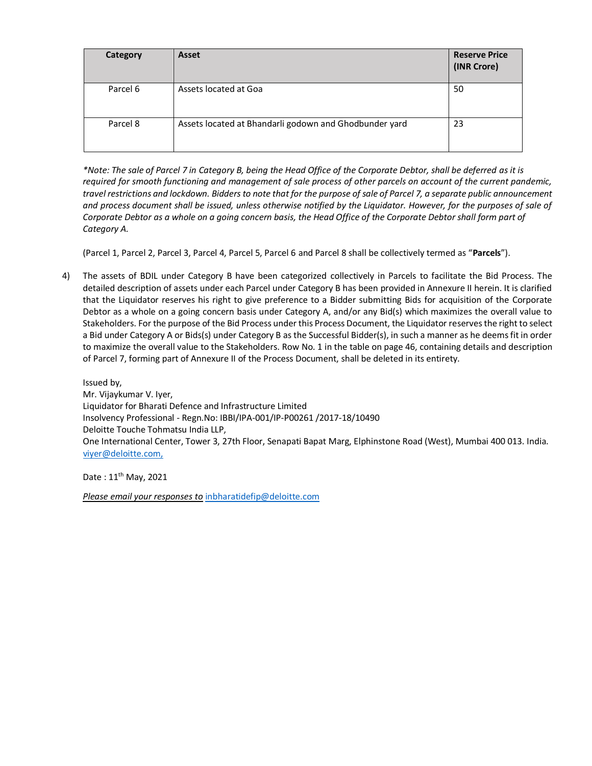| Category | Asset | Reserve Price (INR Crore) |
|---|---|---|
| Parcel 6 | Assets located at Goa | 50 |
| Parcel 8 | Assets located at Bhandarli godown and Ghodbunder yard | 23 |

*\*Note: The sale of Parcel 7 in Category B, being the Head Office of the Corporate Debtor, shall be deferred as it is required for smooth functioning and management of sale process of other parcels on account of the current pandemic, travel restrictions and lockdown. Bidders to note that for the purpose of sale of Parcel 7, a separate public announcement and process document shall be issued, unless otherwise notified by the Liquidator. However, for the purposes of sale of Corporate Debtor as a whole on a going concern basis, the Head Office of the Corporate Debtor shall form part of Category A.*

(Parcel 1, Parcel 2, Parcel 3, Parcel 4, Parcel 5, Parcel 6 and Parcel 8 shall be collectively termed as "**Parcels**").

4) The assets of BDIL under Category B have been categorized collectively in Parcels to facilitate the Bid Process. The detailed description of assets under each Parcel under Category B has been provided in Annexure II herein. It is clarified that the Liquidator reserves his right to give preference to a Bidder submitting Bids for acquisition of the Corporate Debtor as a whole on a going concern basis under Category A, and/or any Bid(s) which maximizes the overall value to Stakeholders. For the purpose of the Bid Process under this Process Document, the Liquidator reserves the right to select a Bid under Category A or Bids(s) under Category B as the Successful Bidder(s), in such a manner as he deems fit in order to maximize the overall value to the Stakeholders. Row No. 1 in the table on page 46, containing details and description of Parcel 7, forming part of Annexure II of the Process Document, shall be deleted in its entirety.

Issued by,
Mr. Vijaykumar V. Iyer,
Liquidator for Bharati Defence and Infrastructure Limited
Insolvency Professional - Regn.No: IBBI/IPA-001/IP-P00261 /2017-18/10490
Deloitte Touche Tohmatsu India LLP,
One International Center, Tower 3, 27th Floor, Senapati Bapat Marg, Elphinstone Road (West), Mumbai 400 013. India.
viyer@deloitte.com,

Date : 11th May, 2021

*Please email your responses to* inbharatidefip@deloitte.com